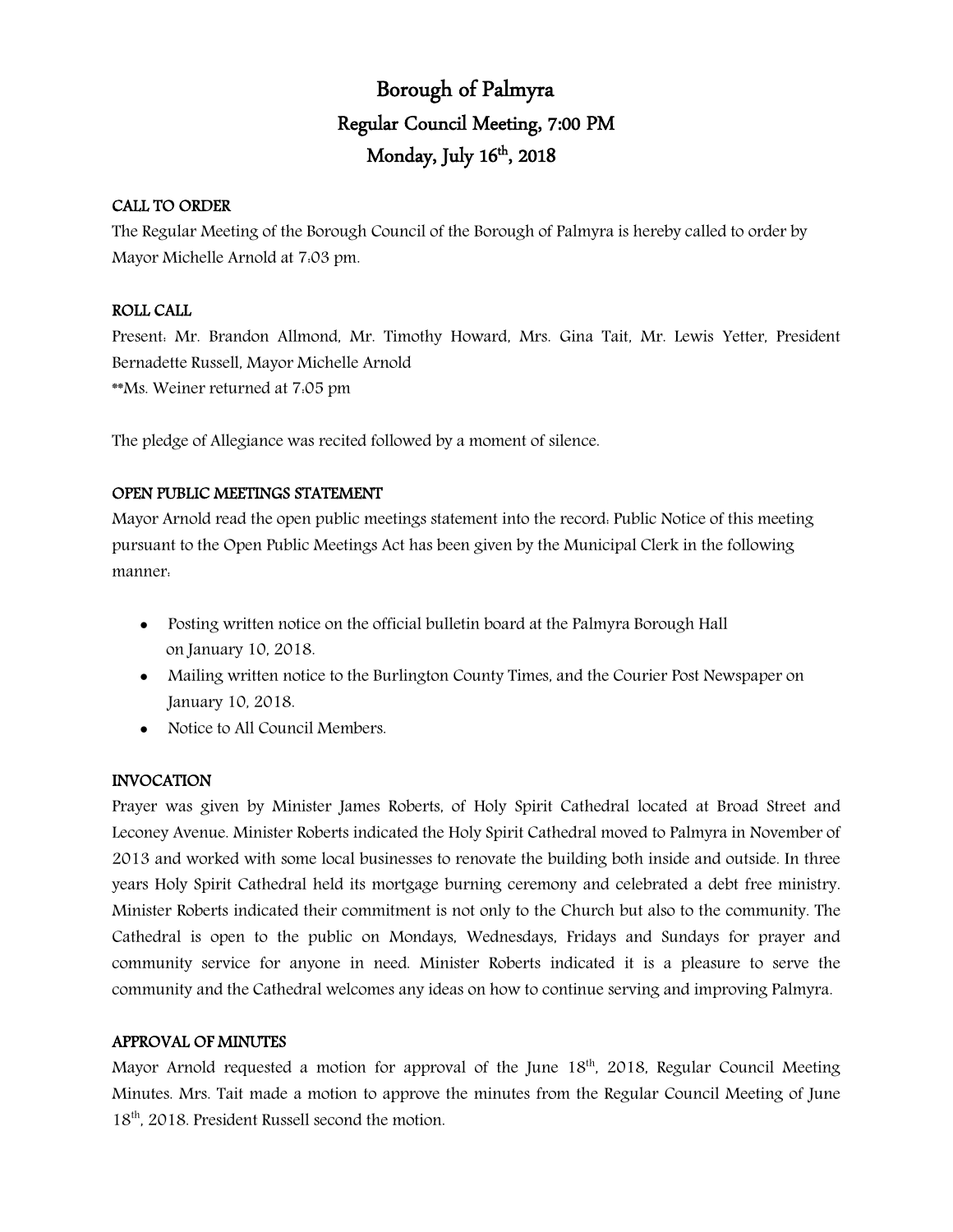# Borough of Palmyra

## Regular Council Meeting, 7:00 PM

## Monday, July 16th, 2018

### CALL TO ORDER

The Regular Meeting of the Borough Council of the Borough of Palmyra is hereby called to order by Mayor Michelle Arnold at 7:03 pm.

### ROLL CALL

Present: Mr. Brandon Allmond, Mr. Timothy Howard, Mrs. Gina Tait, Mr. Lewis Yetter, President Bernadette Russell, Mayor Michelle Arnold

**Ms. Weiner returned at 7:05 pm

The pledge of Allegiance was recited followed by a moment of silence.

### OPEN PUBLIC MEETINGS STATEMENT

Mayor Arnold read the open public meetings statement into the record: Public Notice of this meeting pursuant to the Open Public Meetings Act has been given by the Municipal Clerk in the following manner:

- Posting written notice on the official bulletin board at the Palmyra Borough Hall on January 10, 2018.
- Mailing written notice to the Burlington County Times, and the Courier Post Newspaper on January 10, 2018.
- Notice to All Council Members.

### INVOCATION

Prayer was given by Minister James Roberts, of Holy Spirit Cathedral located at Broad Street and Leconey Avenue. Minister Roberts indicated the Holy Spirit Cathedral moved to Palmyra in November of 2013 and worked with some local businesses to renovate the building both inside and outside. In three years Holy Spirit Cathedral held its mortgage burning ceremony and celebrated a debt free ministry. Minister Roberts indicated their commitment is not only to the Church but also to the community. The Cathedral is open to the public on Mondays, Wednesdays, Fridays and Sundays for prayer and community service for anyone in need. Minister Roberts indicated it is a pleasure to serve the community and the Cathedral welcomes any ideas on how to continue serving and improving Palmyra.

### APPROVAL OF MINUTES

Mayor Arnold requested a motion for approval of the June 18th, 2018, Regular Council Meeting Minutes. Mrs. Tait made a motion to approve the minutes from the Regular Council Meeting of June 18th, 2018. President Russell second the motion.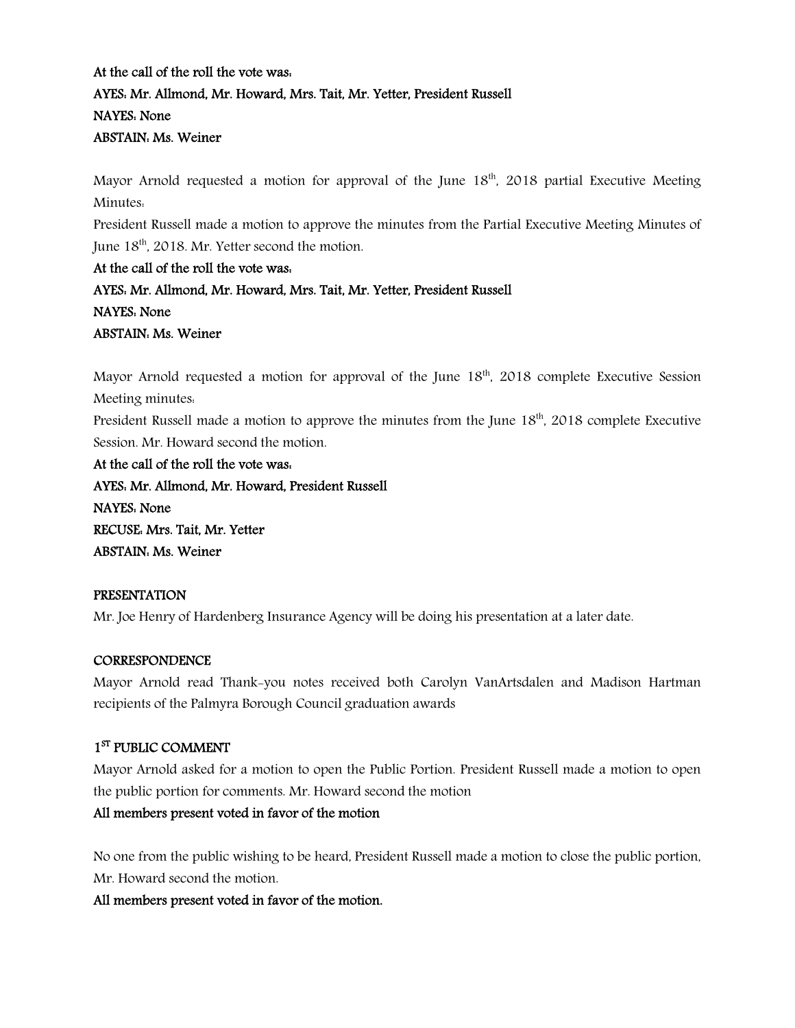**At the call of the roll the vote was:**
**AYES: Mr. Allmond, Mr. Howard, Mrs. Tait, Mr. Yetter, President Russell**
**NAYES: None**
**ABSTAIN: Ms. Weiner**

Mayor Arnold requested a motion for approval of the June 18th, 2018 partial Executive Meeting Minutes:
President Russell made a motion to approve the minutes from the Partial Executive Meeting Minutes of June 18th, 2018. Mr. Yetter second the motion.
**At the call of the roll the vote was:**
**AYES: Mr. Allmond, Mr. Howard, Mrs. Tait, Mr. Yetter, President Russell**
**NAYES: None**
**ABSTAIN: Ms. Weiner**

Mayor Arnold requested a motion for approval of the June 18th, 2018 complete Executive Session Meeting minutes:
President Russell made a motion to approve the minutes from the June 18th, 2018 complete Executive Session. Mr. Howard second the motion.
**At the call of the roll the vote was:**
**AYES: Mr. Allmond, Mr. Howard, President Russell**
**NAYES: None**
**RECUSE: Mrs. Tait, Mr. Yetter**
**ABSTAIN: Ms. Weiner**

**PRESENTATION**
Mr. Joe Henry of Hardenberg Insurance Agency will be doing his presentation at a later date.

**CORRESPONDENCE**
Mayor Arnold read Thank-you notes received both Carolyn VanArtsdalen and Madison Hartman recipients of the Palmyra Borough Council graduation awards

**1ST PUBLIC COMMENT**
Mayor Arnold asked for a motion to open the Public Portion. President Russell made a motion to open the public portion for comments. Mr. Howard second the motion
**All members present voted in favor of the motion**

No one from the public wishing to be heard, President Russell made a motion to close the public portion, Mr. Howard second the motion.
**All members present voted in favor of the motion.**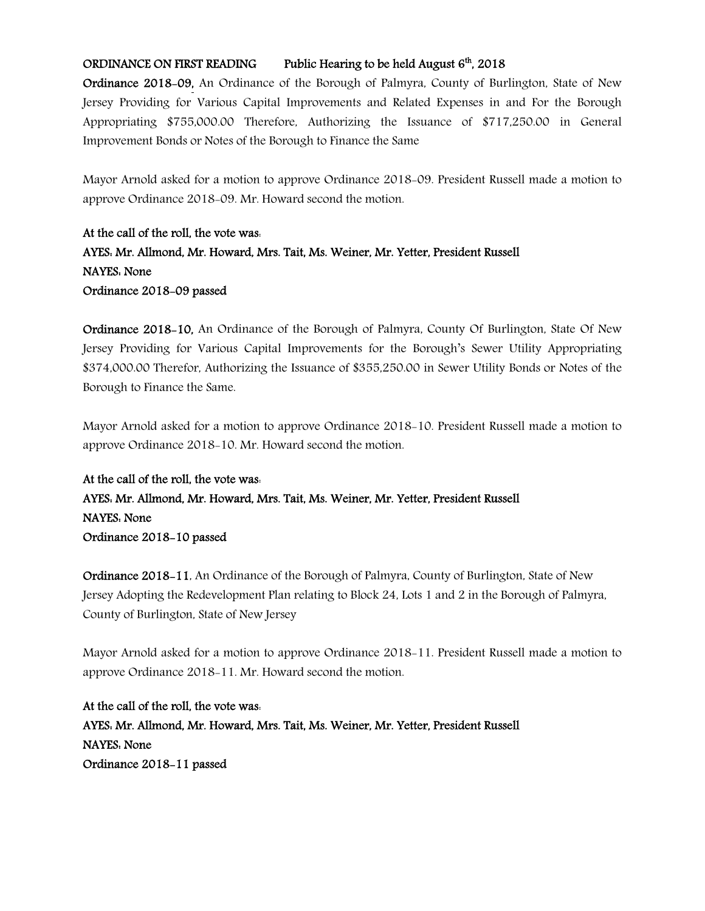**ORDINANCE ON FIRST READING Public Hearing to be held August 6th, 2018**

**Ordinance 2018-09,** An Ordinance of the Borough of Palmyra, County of Burlington, State of New Jersey Providing for Various Capital Improvements and Related Expenses in and For the Borough Appropriating $755,000.00 Therefore, Authorizing the Issuance of $717,250.00 in General Improvement Bonds or Notes of the Borough to Finance the Same

Mayor Arnold asked for a motion to approve Ordinance 2018-09. President Russell made a motion to approve Ordinance 2018-09. Mr. Howard second the motion.

**At the call of the roll, the vote was:**
**AYES: Mr. Allmond, Mr. Howard, Mrs. Tait, Ms. Weiner, Mr. Yetter, President Russell**
**NAYES: None**
**Ordinance 2018-09 passed**

**Ordinance 2018-10,** An Ordinance of the Borough of Palmyra, County Of Burlington, State Of New Jersey Providing for Various Capital Improvements for the Borough's Sewer Utility Appropriating $374,000.00 Therefor, Authorizing the Issuance of $355,250.00 in Sewer Utility Bonds or Notes of the Borough to Finance the Same.

Mayor Arnold asked for a motion to approve Ordinance 2018-10. President Russell made a motion to approve Ordinance 2018-10. Mr. Howard second the motion.

**At the call of the roll, the vote was:**
**AYES: Mr. Allmond, Mr. Howard, Mrs. Tait, Ms. Weiner, Mr. Yetter, President Russell**
**NAYES: None**
**Ordinance 2018-10 passed**

**Ordinance 2018-11**, An Ordinance of the Borough of Palmyra, County of Burlington, State of New Jersey Adopting the Redevelopment Plan relating to Block 24, Lots 1 and 2 in the Borough of Palmyra, County of Burlington, State of New Jersey

Mayor Arnold asked for a motion to approve Ordinance 2018-11. President Russell made a motion to approve Ordinance 2018-11. Mr. Howard second the motion.

**At the call of the roll, the vote was:**
**AYES: Mr. Allmond, Mr. Howard, Mrs. Tait, Ms. Weiner, Mr. Yetter, President Russell**
**NAYES: None**
**Ordinance 2018-11 passed**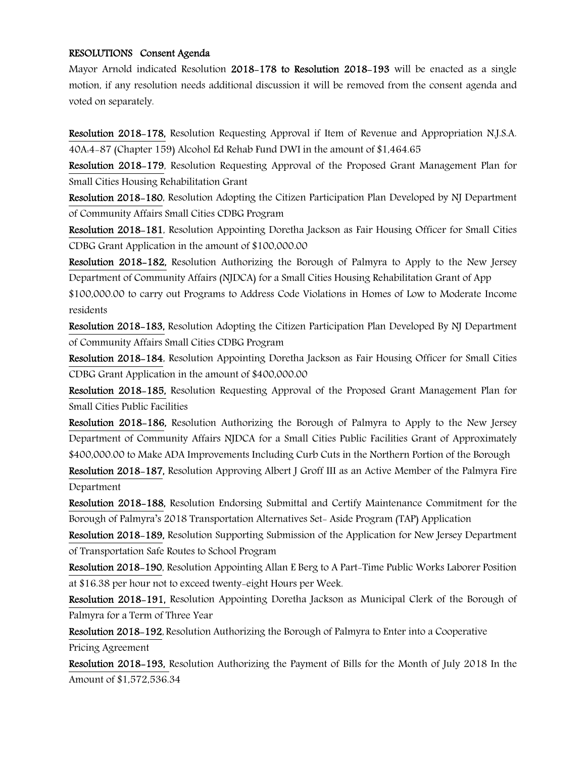**RESOLUTIONS Consent Agenda**

Mayor Arnold indicated Resolution **2018-178 to Resolution 2018-193** will be enacted as a single motion, if any resolution needs additional discussion it will be removed from the consent agenda and voted on separately.

**Resolution 2018-178,** Resolution Requesting Approval if Item of Revenue and Appropriation N.J.S.A. 40A:4-87 (Chapter 159) Alcohol Ed Rehab Fund DWI in the amount of $1,464.65

**Resolution 2018-179**, Resolution Requesting Approval of the Proposed Grant Management Plan for Small Cities Housing Rehabilitation Grant

**Resolution 2018-180**, Resolution Adopting the Citizen Participation Plan Developed by NJ Department of Community Affairs Small Cities CDBG Program

**Resolution 2018-181**, Resolution Appointing Doretha Jackson as Fair Housing Officer for Small Cities CDBG Grant Application in the amount of $100,000.00

**Resolution 2018-182,** Resolution Authorizing the Borough of Palmyra to Apply to the New Jersey Department of Community Affairs (NJDCA) for a Small Cities Housing Rehabilitation Grant of App $100,000.00 to carry out Programs to Address Code Violations in Homes of Low to Moderate Income residents

**Resolution 2018-183,** Resolution Adopting the Citizen Participation Plan Developed By NJ Department of Community Affairs Small Cities CDBG Program

**Resolution 2018-184**, Resolution Appointing Doretha Jackson as Fair Housing Officer for Small Cities CDBG Grant Application in the amount of $400,000.00

**Resolution 2018-185,** Resolution Requesting Approval of the Proposed Grant Management Plan for Small Cities Public Facilities

**Resolution 2018-186,** Resolution Authorizing the Borough of Palmyra to Apply to the New Jersey Department of Community Affairs NJDCA for a Small Cities Public Facilities Grant of Approximately $400,000.00 to Make ADA Improvements Including Curb Cuts in the Northern Portion of the Borough

**Resolution 2018-187,** Resolution Approving Albert J Groff III as an Active Member of the Palmyra Fire Department

**Resolution 2018-188,** Resolution Endorsing Submittal and Certify Maintenance Commitment for the Borough of Palmyra's 2018 Transportation Alternatives Set- Aside Program (TAP) Application

**Resolution 2018-189,** Resolution Supporting Submission of the Application for New Jersey Department of Transportation Safe Routes to School Program

**Resolution 2018-190**, Resolution Appointing Allan E Berg to A Part-Time Public Works Laborer Position at $16.38 per hour not to exceed twenty-eight Hours per Week.

**Resolution 2018-191,** Resolution Appointing Doretha Jackson as Municipal Clerk of the Borough of Palmyra for a Term of Three Year

**Resolution 2018-192,** Resolution Authorizing the Borough of Palmyra to Enter into a Cooperative Pricing Agreement

**Resolution 2018-193,** Resolution Authorizing the Payment of Bills for the Month of July 2018 In the Amount of $1,572,536.34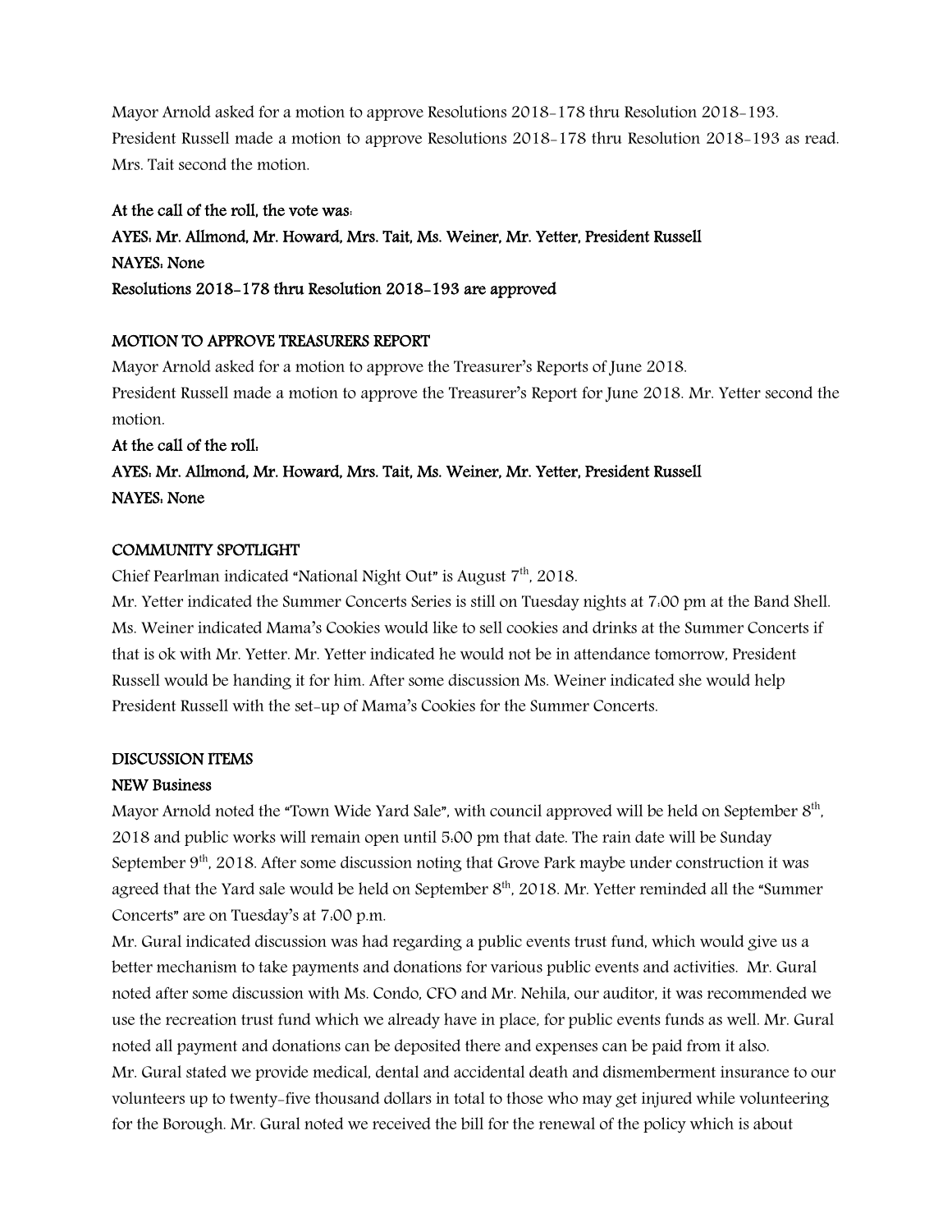Mayor Arnold asked for a motion to approve Resolutions 2018-178 thru Resolution 2018-193.
President Russell made a motion to approve Resolutions 2018-178 thru Resolution 2018-193 as read. Mrs. Tait second the motion.

**At the call of the roll, the vote was:**
**AYES: Mr. Allmond, Mr. Howard, Mrs. Tait, Ms. Weiner, Mr. Yetter, President Russell**
**NAYES: None**
**Resolutions 2018-178 thru Resolution 2018-193 are approved**

**MOTION TO APPROVE TREASURERS REPORT**

Mayor Arnold asked for a motion to approve the Treasurer's Reports of June 2018.
President Russell made a motion to approve the Treasurer's Report for June 2018. Mr. Yetter second the motion.
**At the call of the roll:**
**AYES: Mr. Allmond, Mr. Howard, Mrs. Tait, Ms. Weiner, Mr. Yetter, President Russell**
**NAYES: None**

**COMMUNITY SPOTLIGHT**

Chief Pearlman indicated "National Night Out" is August 7th, 2018.
Mr. Yetter indicated the Summer Concerts Series is still on Tuesday nights at 7:00 pm at the Band Shell.
Ms. Weiner indicated Mama's Cookies would like to sell cookies and drinks at the Summer Concerts if that is ok with Mr. Yetter. Mr. Yetter indicated he would not be in attendance tomorrow, President Russell would be handing it for him. After some discussion Ms. Weiner indicated she would help President Russell with the set-up of Mama's Cookies for the Summer Concerts.

**DISCUSSION ITEMS**

**NEW Business**

Mayor Arnold noted the "Town Wide Yard Sale", with council approved will be held on September 8th, 2018 and public works will remain open until 5:00 pm that date. The rain date will be Sunday September 9th, 2018. After some discussion noting that Grove Park maybe under construction it was agreed that the Yard sale would be held on September 8th, 2018. Mr. Yetter reminded all the "Summer Concerts" are on Tuesday's at 7:00 p.m.
Mr. Gural indicated discussion was had regarding a public events trust fund, which would give us a better mechanism to take payments and donations for various public events and activities. Mr. Gural noted after some discussion with Ms. Condo, CFO and Mr. Nehila, our auditor, it was recommended we use the recreation trust fund which we already have in place, for public events funds as well. Mr. Gural noted all payment and donations can be deposited there and expenses can be paid from it also.
Mr. Gural stated we provide medical, dental and accidental death and dismemberment insurance to our volunteers up to twenty-five thousand dollars in total to those who may get injured while volunteering for the Borough. Mr. Gural noted we received the bill for the renewal of the policy which is about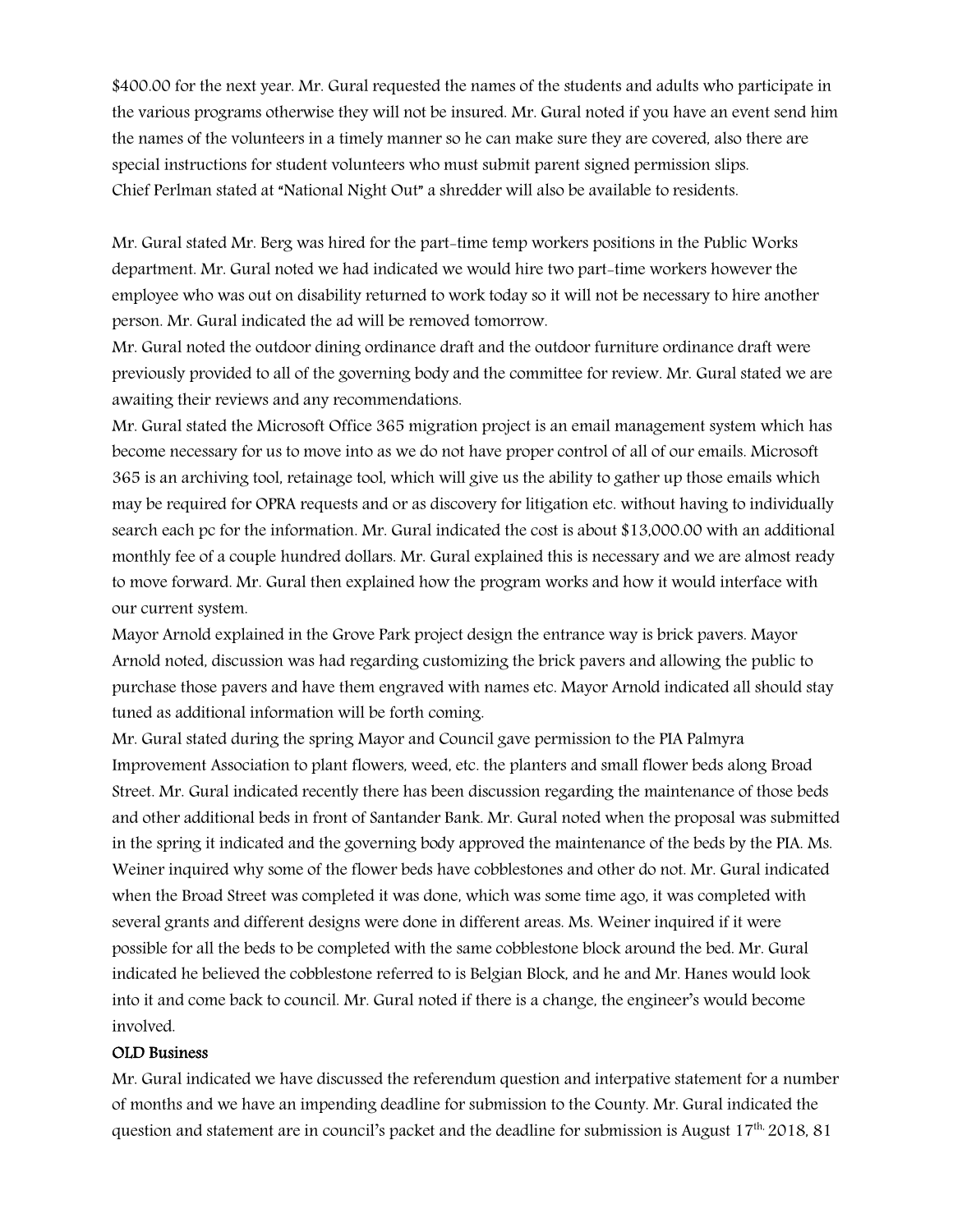$400.00 for the next year. Mr. Gural requested the names of the students and adults who participate in the various programs otherwise they will not be insured. Mr. Gural noted if you have an event send him the names of the volunteers in a timely manner so he can make sure they are covered, also there are special instructions for student volunteers who must submit parent signed permission slips.
Chief Perlman stated at "National Night Out" a shredder will also be available to residents.

Mr. Gural stated Mr. Berg was hired for the part-time temp workers positions in the Public Works department. Mr. Gural noted we had indicated we would hire two part-time workers however the employee who was out on disability returned to work today so it will not be necessary to hire another person. Mr. Gural indicated the ad will be removed tomorrow.
Mr. Gural noted the outdoor dining ordinance draft and the outdoor furniture ordinance draft were previously provided to all of the governing body and the committee for review. Mr. Gural stated we are awaiting their reviews and any recommendations.
Mr. Gural stated the Microsoft Office 365 migration project is an email management system which has become necessary for us to move into as we do not have proper control of all of our emails. Microsoft 365 is an archiving tool, retainage tool, which will give us the ability to gather up those emails which may be required for OPRA requests and or as discovery for litigation etc. without having to individually search each pc for the information. Mr. Gural indicated the cost is about $13,000.00 with an additional monthly fee of a couple hundred dollars. Mr. Gural explained this is necessary and we are almost ready to move forward. Mr. Gural then explained how the program works and how it would interface with our current system.
Mayor Arnold explained in the Grove Park project design the entrance way is brick pavers. Mayor Arnold noted, discussion was had regarding customizing the brick pavers and allowing the public to purchase those pavers and have them engraved with names etc. Mayor Arnold indicated all should stay tuned as additional information will be forth coming.
Mr. Gural stated during the spring Mayor and Council gave permission to the PIA Palmyra Improvement Association to plant flowers, weed, etc. the planters and small flower beds along Broad Street. Mr. Gural indicated recently there has been discussion regarding the maintenance of those beds and other additional beds in front of Santander Bank. Mr. Gural noted when the proposal was submitted in the spring it indicated and the governing body approved the maintenance of the beds by the PIA. Ms. Weiner inquired why some of the flower beds have cobblestones and other do not. Mr. Gural indicated when the Broad Street was completed it was done, which was some time ago, it was completed with several grants and different designs were done in different areas. Ms. Weiner inquired if it were possible for all the beds to be completed with the same cobblestone block around the bed. Mr. Gural indicated he believed the cobblestone referred to is Belgian Block, and he and Mr. Hanes would look into it and come back to council. Mr. Gural noted if there is a change, the engineer's would become involved.

**OLD Business**

Mr. Gural indicated we have discussed the referendum question and interpative statement for a number of months and we have an impending deadline for submission to the County. Mr. Gural indicated the question and statement are in council's packet and the deadline for submission is August 17th, 2018, 81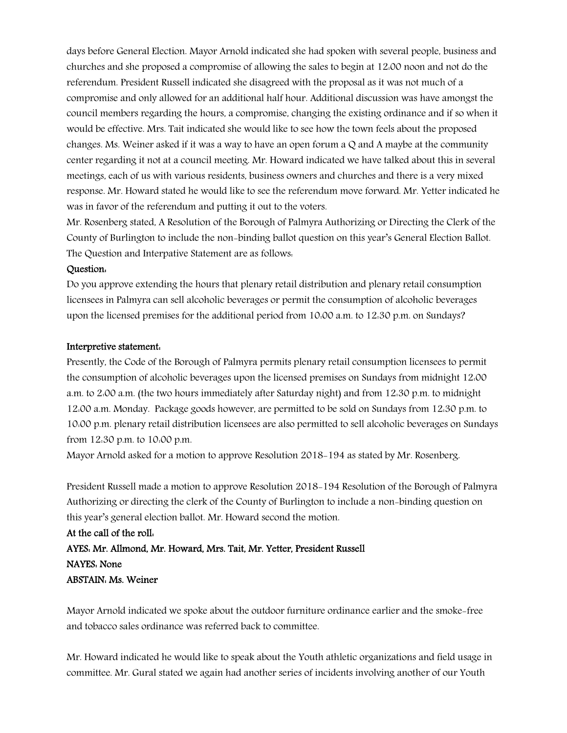days before General Election. Mayor Arnold indicated she had spoken with several people, business and churches and she proposed a compromise of allowing the sales to begin at 12:00 noon and not do the referendum. President Russell indicated she disagreed with the proposal as it was not much of a compromise and only allowed for an additional half hour. Additional discussion was have amongst the council members regarding the hours, a compromise, changing the existing ordinance and if so when it would be effective. Mrs. Tait indicated she would like to see how the town feels about the proposed changes. Ms. Weiner asked if it was a way to have an open forum a Q and A maybe at the community center regarding it not at a council meeting. Mr. Howard indicated we have talked about this in several meetings, each of us with various residents, business owners and churches and there is a very mixed response. Mr. Howard stated he would like to see the referendum move forward. Mr. Yetter indicated he was in favor of the referendum and putting it out to the voters.

Mr. Rosenberg stated, A Resolution of the Borough of Palmyra Authorizing or Directing the Clerk of the County of Burlington to include the non-binding ballot question on this year's General Election Ballot. The Question and Interpative Statement are as follows:

**Question:**

Do you approve extending the hours that plenary retail distribution and plenary retail consumption licensees in Palmyra can sell alcoholic beverages or permit the consumption of alcoholic beverages upon the licensed premises for the additional period from 10:00 a.m. to 12:30 p.m. on Sundays?

**Interpretive statement:**

Presently, the Code of the Borough of Palmyra permits plenary retail consumption licensees to permit the consumption of alcoholic beverages upon the licensed premises on Sundays from midnight 12:00 a.m. to 2:00 a.m. (the two hours immediately after Saturday night) and from 12:30 p.m. to midnight 12:00 a.m. Monday. Package goods however, are permitted to be sold on Sundays from 12:30 p.m. to 10:00 p.m. plenary retail distribution licensees are also permitted to sell alcoholic beverages on Sundays from 12:30 p.m. to 10:00 p.m.

Mayor Arnold asked for a motion to approve Resolution 2018-194 as stated by Mr. Rosenberg.

President Russell made a motion to approve Resolution 2018-194 Resolution of the Borough of Palmyra Authorizing or directing the clerk of the County of Burlington to include a non-binding question on this year's general election ballot. Mr. Howard second the motion.

**At the call of the roll:**

**AYES: Mr. Allmond, Mr. Howard, Mrs. Tait, Mr. Yetter, President Russell**

**NAYES: None**

**ABSTAIN: Ms. Weiner**

Mayor Arnold indicated we spoke about the outdoor furniture ordinance earlier and the smoke-free and tobacco sales ordinance was referred back to committee.

Mr. Howard indicated he would like to speak about the Youth athletic organizations and field usage in committee. Mr. Gural stated we again had another series of incidents involving another of our Youth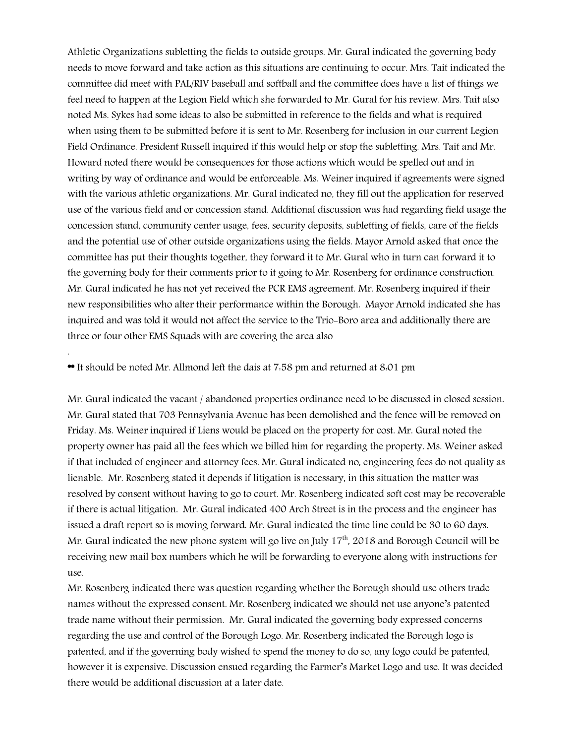Athletic Organizations subletting the fields to outside groups. Mr. Gural indicated the governing body needs to move forward and take action as this situations are continuing to occur. Mrs. Tait indicated the committee did meet with PAL/RIV baseball and softball and the committee does have a list of things we feel need to happen at the Legion Field which she forwarded to Mr. Gural for his review. Mrs. Tait also noted Ms. Sykes had some ideas to also be submitted in reference to the fields and what is required when using them to be submitted before it is sent to Mr. Rosenberg for inclusion in our current Legion Field Ordinance. President Russell inquired if this would help or stop the subletting. Mrs. Tait and Mr. Howard noted there would be consequences for those actions which would be spelled out and in writing by way of ordinance and would be enforceable. Ms. Weiner inquired if agreements were signed with the various athletic organizations. Mr. Gural indicated no, they fill out the application for reserved use of the various field and or concession stand. Additional discussion was had regarding field usage the concession stand, community center usage, fees, security deposits, subletting of fields, care of the fields and the potential use of other outside organizations using the fields. Mayor Arnold asked that once the committee has put their thoughts together, they forward it to Mr. Gural who in turn can forward it to the governing body for their comments prior to it going to Mr. Rosenberg for ordinance construction. Mr. Gural indicated he has not yet received the PCR EMS agreement. Mr. Rosenberg inquired if their new responsibilities who alter their performance within the Borough. Mayor Arnold indicated she has inquired and was told it would not affect the service to the Trio-Boro area and additionally there are three or four other EMS Squads with are covering the area also

.

•• It should be noted Mr. Allmond left the dais at 7:58 pm and returned at 8:01 pm

Mr. Gural indicated the vacant / abandoned properties ordinance need to be discussed in closed session. Mr. Gural stated that 703 Pennsylvania Avenue has been demolished and the fence will be removed on Friday. Ms. Weiner inquired if Liens would be placed on the property for cost. Mr. Gural noted the property owner has paid all the fees which we billed him for regarding the property. Ms. Weiner asked if that included of engineer and attorney fees. Mr. Gural indicated no, engineering fees do not quality as lienable. Mr. Rosenberg stated it depends if litigation is necessary, in this situation the matter was resolved by consent without having to go to court. Mr. Rosenberg indicated soft cost may be recoverable if there is actual litigation. Mr. Gural indicated 400 Arch Street is in the process and the engineer has issued a draft report so is moving forward. Mr. Gural indicated the time line could be 30 to 60 days. Mr. Gural indicated the new phone system will go live on July 17th, 2018 and Borough Council will be receiving new mail box numbers which he will be forwarding to everyone along with instructions for use.

Mr. Rosenberg indicated there was question regarding whether the Borough should use others trade names without the expressed consent. Mr. Rosenberg indicated we should not use anyone's patented trade name without their permission. Mr. Gural indicated the governing body expressed concerns regarding the use and control of the Borough Logo. Mr. Rosenberg indicated the Borough logo is patented, and if the governing body wished to spend the money to do so, any logo could be patented, however it is expensive. Discussion ensued regarding the Farmer's Market Logo and use. It was decided there would be additional discussion at a later date.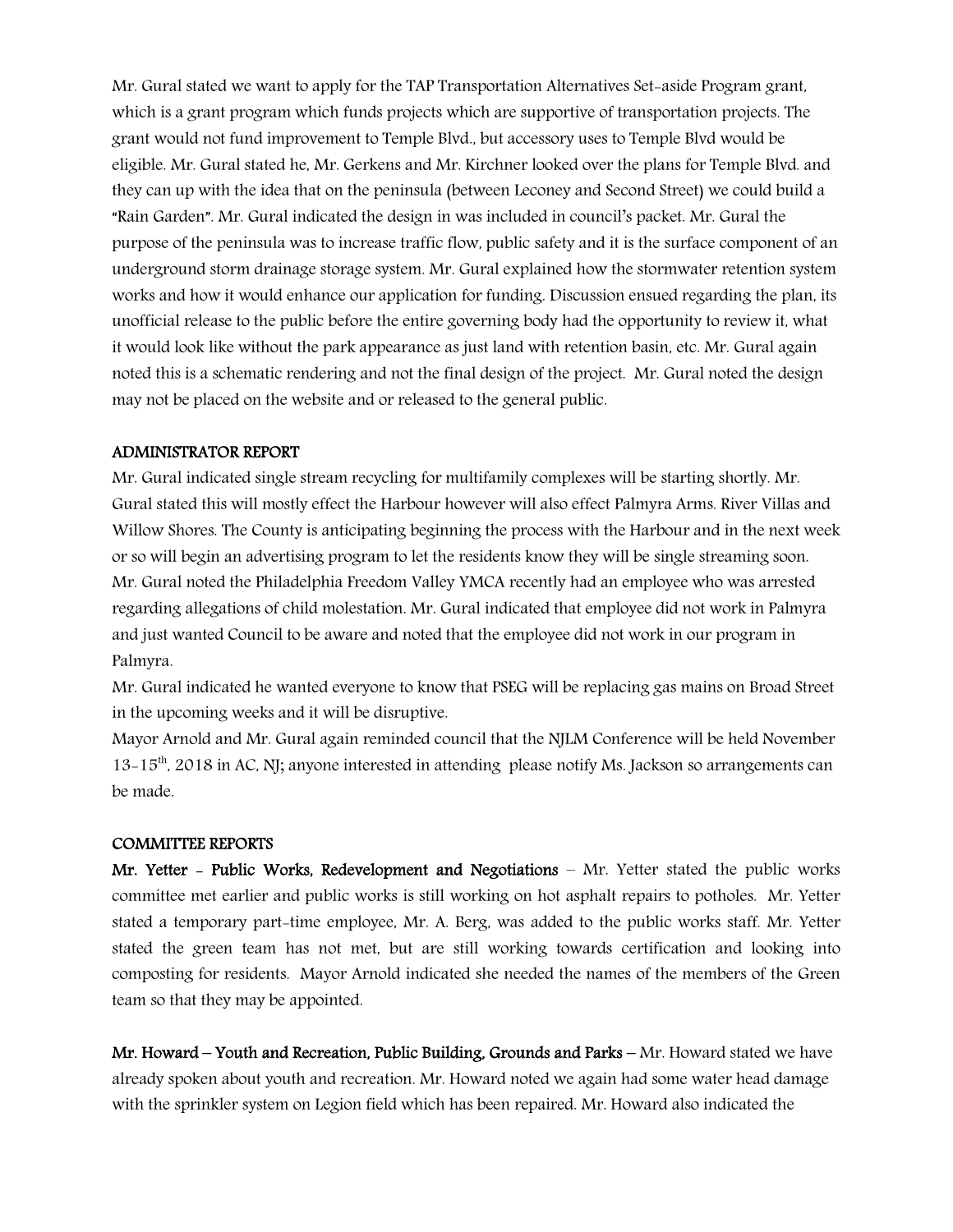Mr. Gural stated we want to apply for the TAP Transportation Alternatives Set-aside Program grant, which is a grant program which funds projects which are supportive of transportation projects. The grant would not fund improvement to Temple Blvd., but accessory uses to Temple Blvd would be eligible. Mr. Gural stated he, Mr. Gerkens and Mr. Kirchner looked over the plans for Temple Blvd. and they can up with the idea that on the peninsula (between Leconey and Second Street) we could build a "Rain Garden". Mr. Gural indicated the design in was included in council's packet. Mr. Gural the purpose of the peninsula was to increase traffic flow, public safety and it is the surface component of an underground storm drainage storage system. Mr. Gural explained how the stormwater retention system works and how it would enhance our application for funding. Discussion ensued regarding the plan, its unofficial release to the public before the entire governing body had the opportunity to review it, what it would look like without the park appearance as just land with retention basin, etc. Mr. Gural again noted this is a schematic rendering and not the final design of the project. Mr. Gural noted the design may not be placed on the website and or released to the general public.

## ADMINISTRATOR REPORT

Mr. Gural indicated single stream recycling for multifamily complexes will be starting shortly. Mr. Gural stated this will mostly effect the Harbour however will also effect Palmyra Arms. River Villas and Willow Shores. The County is anticipating beginning the process with the Harbour and in the next week or so will begin an advertising program to let the residents know they will be single streaming soon.
Mr. Gural noted the Philadelphia Freedom Valley YMCA recently had an employee who was arrested regarding allegations of child molestation. Mr. Gural indicated that employee did not work in Palmyra and just wanted Council to be aware and noted that the employee did not work in our program in Palmyra.
Mr. Gural indicated he wanted everyone to know that PSEG will be replacing gas mains on Broad Street in the upcoming weeks and it will be disruptive.
Mayor Arnold and Mr. Gural again reminded council that the NJLM Conference will be held November 13-15th, 2018 in AC, NJ; anyone interested in attending please notify Ms. Jackson so arrangements can be made.

## COMMITTEE REPORTS

**Mr. Yetter - Public Works, Redevelopment and Negotiations** – Mr. Yetter stated the public works committee met earlier and public works is still working on hot asphalt repairs to potholes. Mr. Yetter stated a temporary part-time employee, Mr. A. Berg, was added to the public works staff. Mr. Yetter stated the green team has not met, but are still working towards certification and looking into composting for residents. Mayor Arnold indicated she needed the names of the members of the Green team so that they may be appointed.

**Mr. Howard – Youth and Recreation, Public Building, Grounds and Parks** – Mr. Howard stated we have already spoken about youth and recreation. Mr. Howard noted we again had some water head damage with the sprinkler system on Legion field which has been repaired. Mr. Howard also indicated the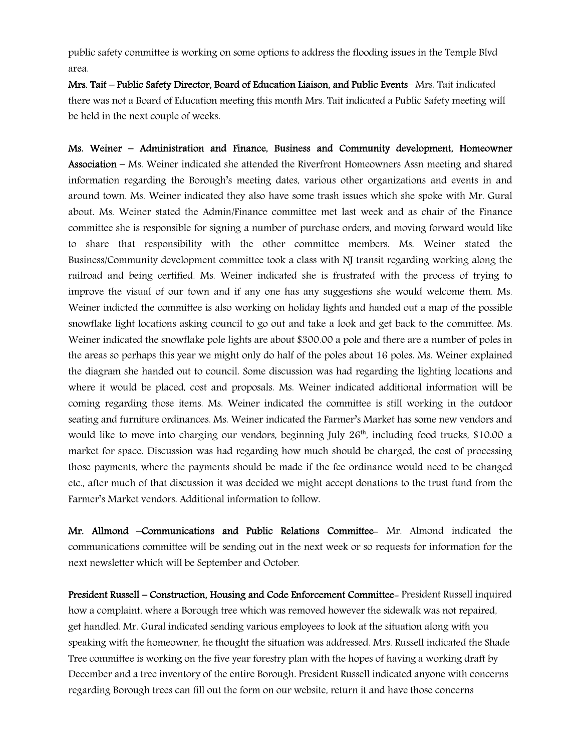public safety committee is working on some options to address the flooding issues in the Temple Blvd area.

**Mrs. Tait – Public Safety Director, Board of Education Liaison, and Public Events**– Mrs. Tait indicated there was not a Board of Education meeting this month Mrs. Tait indicated a Public Safety meeting will be held in the next couple of weeks.

**Ms. Weiner – Administration and Finance, Business and Community development, Homeowner Association** – Ms. Weiner indicated she attended the Riverfront Homeowners Assn meeting and shared information regarding the Borough's meeting dates, various other organizations and events in and around town. Ms. Weiner indicated they also have some trash issues which she spoke with Mr. Gural about. Ms. Weiner stated the Admin/Finance committee met last week and as chair of the Finance committee she is responsible for signing a number of purchase orders, and moving forward would like to share that responsibility with the other committee members. Ms. Weiner stated the Business/Community development committee took a class with NJ transit regarding working along the railroad and being certified. Ms. Weiner indicated she is frustrated with the process of trying to improve the visual of our town and if any one has any suggestions she would welcome them. Ms. Weiner indicted the committee is also working on holiday lights and handed out a map of the possible snowflake light locations asking council to go out and take a look and get back to the committee. Ms. Weiner indicated the snowflake pole lights are about $300.00 a pole and there are a number of poles in the areas so perhaps this year we might only do half of the poles about 16 poles. Ms. Weiner explained the diagram she handed out to council. Some discussion was had regarding the lighting locations and where it would be placed, cost and proposals. Ms. Weiner indicated additional information will be coming regarding those items. Ms. Weiner indicated the committee is still working in the outdoor seating and furniture ordinances. Ms. Weiner indicated the Farmer's Market has some new vendors and would like to move into charging our vendors, beginning July 26th, including food trucks, $10.00 a market for space. Discussion was had regarding how much should be charged, the cost of processing those payments, where the payments should be made if the fee ordinance would need to be changed etc., after much of that discussion it was decided we might accept donations to the trust fund from the Farmer's Market vendors. Additional information to follow.

**Mr. Allmond –Communications and Public Relations Committee**- Mr. Almond indicated the communications committee will be sending out in the next week or so requests for information for the next newsletter which will be September and October.

**President Russell – Construction, Housing and Code Enforcement Committee**- President Russell inquired how a complaint, where a Borough tree which was removed however the sidewalk was not repaired, get handled. Mr. Gural indicated sending various employees to look at the situation along with you speaking with the homeowner, he thought the situation was addressed. Mrs. Russell indicated the Shade Tree committee is working on the five year forestry plan with the hopes of having a working draft by December and a tree inventory of the entire Borough. President Russell indicated anyone with concerns regarding Borough trees can fill out the form on our website, return it and have those concerns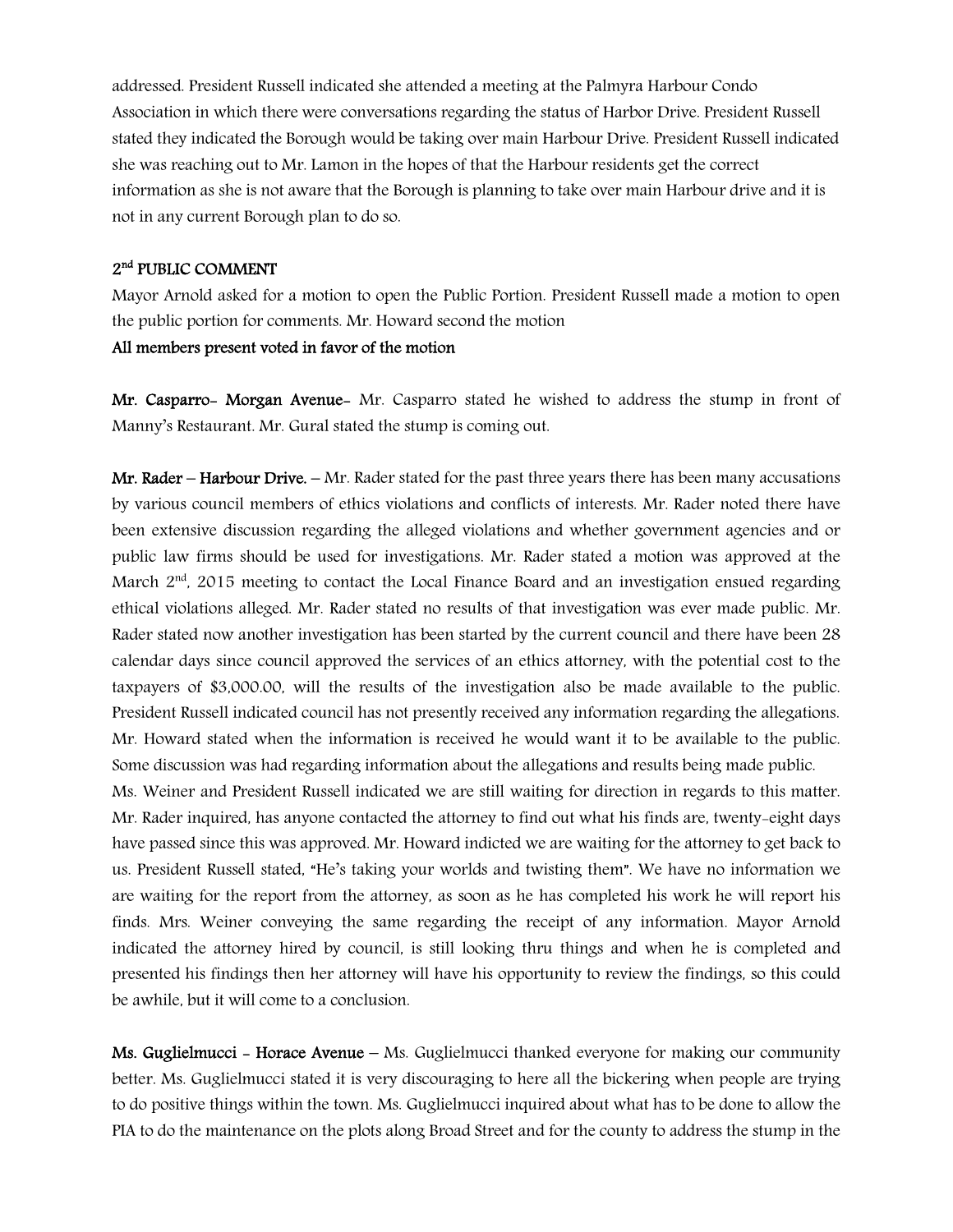addressed. President Russell indicated she attended a meeting at the Palmyra Harbour Condo Association in which there were conversations regarding the status of Harbor Drive. President Russell stated they indicated the Borough would be taking over main Harbour Drive. President Russell indicated she was reaching out to Mr. Lamon in the hopes of that the Harbour residents get the correct information as she is not aware that the Borough is planning to take over main Harbour drive and it is not in any current Borough plan to do so.

**2nd PUBLIC COMMENT**

Mayor Arnold asked for a motion to open the Public Portion. President Russell made a motion to open the public portion for comments. Mr. Howard second the motion

**All members present voted in favor of the motion**

**Mr. Casparro- Morgan Avenue-** Mr. Casparro stated he wished to address the stump in front of Manny's Restaurant. Mr. Gural stated the stump is coming out.

**Mr. Rader – Harbour Drive.** – Mr. Rader stated for the past three years there has been many accusations by various council members of ethics violations and conflicts of interests. Mr. Rader noted there have been extensive discussion regarding the alleged violations and whether government agencies and or public law firms should be used for investigations. Mr. Rader stated a motion was approved at the March 2nd, 2015 meeting to contact the Local Finance Board and an investigation ensued regarding ethical violations alleged. Mr. Rader stated no results of that investigation was ever made public. Mr. Rader stated now another investigation has been started by the current council and there have been 28 calendar days since council approved the services of an ethics attorney, with the potential cost to the taxpayers of $3,000.00, will the results of the investigation also be made available to the public. President Russell indicated council has not presently received any information regarding the allegations. Mr. Howard stated when the information is received he would want it to be available to the public. Some discussion was had regarding information about the allegations and results being made public.

Ms. Weiner and President Russell indicated we are still waiting for direction in regards to this matter. Mr. Rader inquired, has anyone contacted the attorney to find out what his finds are, twenty-eight days have passed since this was approved. Mr. Howard indicted we are waiting for the attorney to get back to us. President Russell stated, "He's taking your worlds and twisting them". We have no information we are waiting for the report from the attorney, as soon as he has completed his work he will report his finds. Mrs. Weiner conveying the same regarding the receipt of any information. Mayor Arnold indicated the attorney hired by council, is still looking thru things and when he is completed and presented his findings then her attorney will have his opportunity to review the findings, so this could be awhile, but it will come to a conclusion.

**Ms. Guglielmucci - Horace Avenue** – Ms. Guglielmucci thanked everyone for making our community better. Ms. Guglielmucci stated it is very discouraging to here all the bickering when people are trying to do positive things within the town. Ms. Guglielmucci inquired about what has to be done to allow the PIA to do the maintenance on the plots along Broad Street and for the county to address the stump in the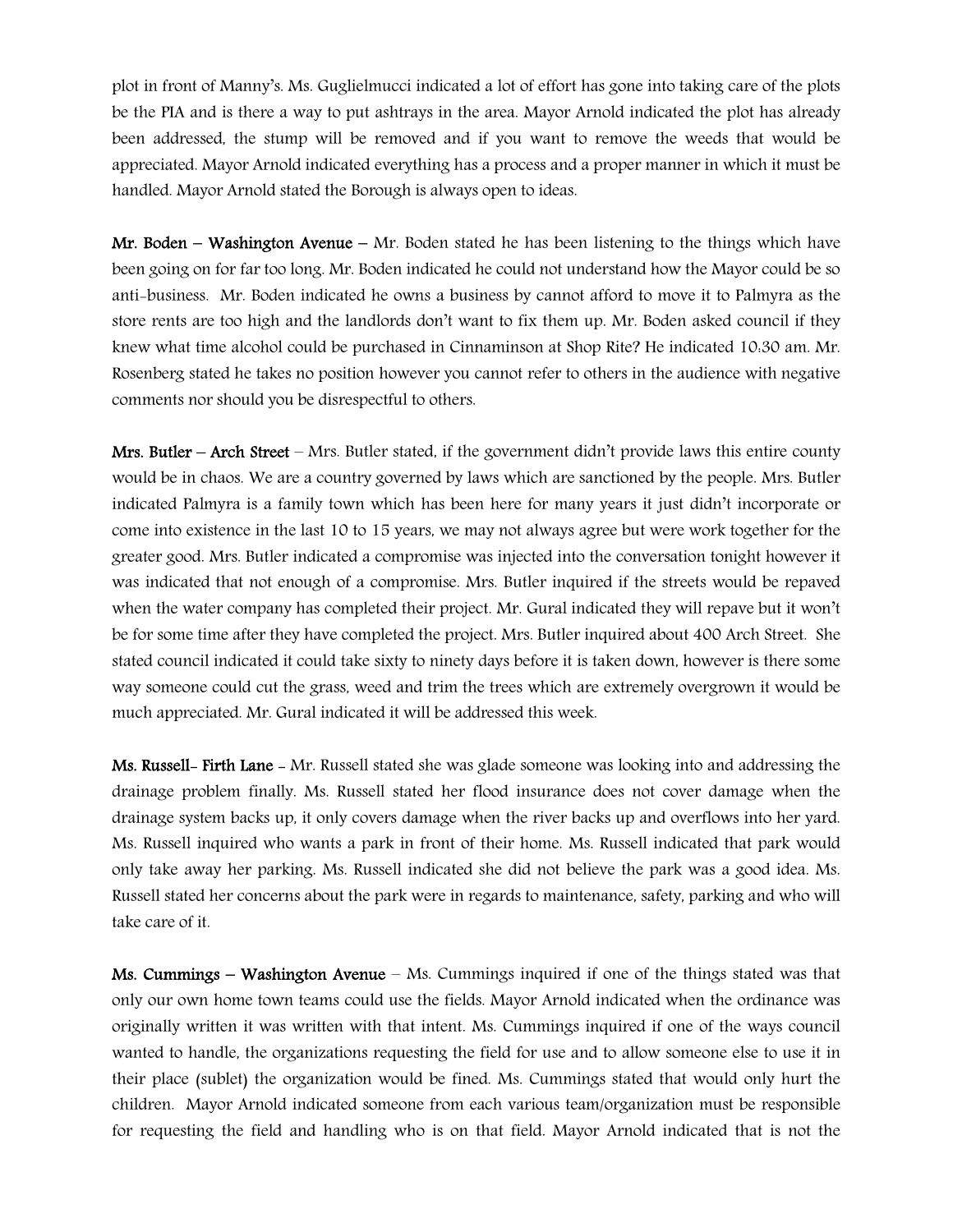plot in front of Manny's. Ms. Guglielmucci indicated a lot of effort has gone into taking care of the plots be the PIA and is there a way to put ashtrays in the area. Mayor Arnold indicated the plot has already been addressed, the stump will be removed and if you want to remove the weeds that would be appreciated. Mayor Arnold indicated everything has a process and a proper manner in which it must be handled. Mayor Arnold stated the Borough is always open to ideas.

**Mr. Boden – Washington Avenue –** Mr. Boden stated he has been listening to the things which have been going on for far too long. Mr. Boden indicated he could not understand how the Mayor could be so anti-business. Mr. Boden indicated he owns a business by cannot afford to move it to Palmyra as the store rents are too high and the landlords don't want to fix them up. Mr. Boden asked council if they knew what time alcohol could be purchased in Cinnaminson at Shop Rite? He indicated 10:30 am. Mr. Rosenberg stated he takes no position however you cannot refer to others in the audience with negative comments nor should you be disrespectful to others.

**Mrs. Butler – Arch Street** – Mrs. Butler stated, if the government didn't provide laws this entire county would be in chaos. We are a country governed by laws which are sanctioned by the people. Mrs. Butler indicated Palmyra is a family town which has been here for many years it just didn't incorporate or come into existence in the last 10 to 15 years, we may not always agree but were work together for the greater good. Mrs. Butler indicated a compromise was injected into the conversation tonight however it was indicated that not enough of a compromise. Mrs. Butler inquired if the streets would be repaved when the water company has completed their project. Mr. Gural indicated they will repave but it won't be for some time after they have completed the project. Mrs. Butler inquired about 400 Arch Street. She stated council indicated it could take sixty to ninety days before it is taken down, however is there some way someone could cut the grass, weed and trim the trees which are extremely overgrown it would be much appreciated. Mr. Gural indicated it will be addressed this week.

**Ms. Russell- Firth Lane** - Mr. Russell stated she was glade someone was looking into and addressing the drainage problem finally. Ms. Russell stated her flood insurance does not cover damage when the drainage system backs up, it only covers damage when the river backs up and overflows into her yard. Ms. Russell inquired who wants a park in front of their home. Ms. Russell indicated that park would only take away her parking. Ms. Russell indicated she did not believe the park was a good idea. Ms. Russell stated her concerns about the park were in regards to maintenance, safety, parking and who will take care of it.

**Ms. Cummings – Washington Avenue** – Ms. Cummings inquired if one of the things stated was that only our own home town teams could use the fields. Mayor Arnold indicated when the ordinance was originally written it was written with that intent. Ms. Cummings inquired if one of the ways council wanted to handle, the organizations requesting the field for use and to allow someone else to use it in their place (sublet) the organization would be fined. Ms. Cummings stated that would only hurt the children. Mayor Arnold indicated someone from each various team/organization must be responsible for requesting the field and handling who is on that field. Mayor Arnold indicated that is not the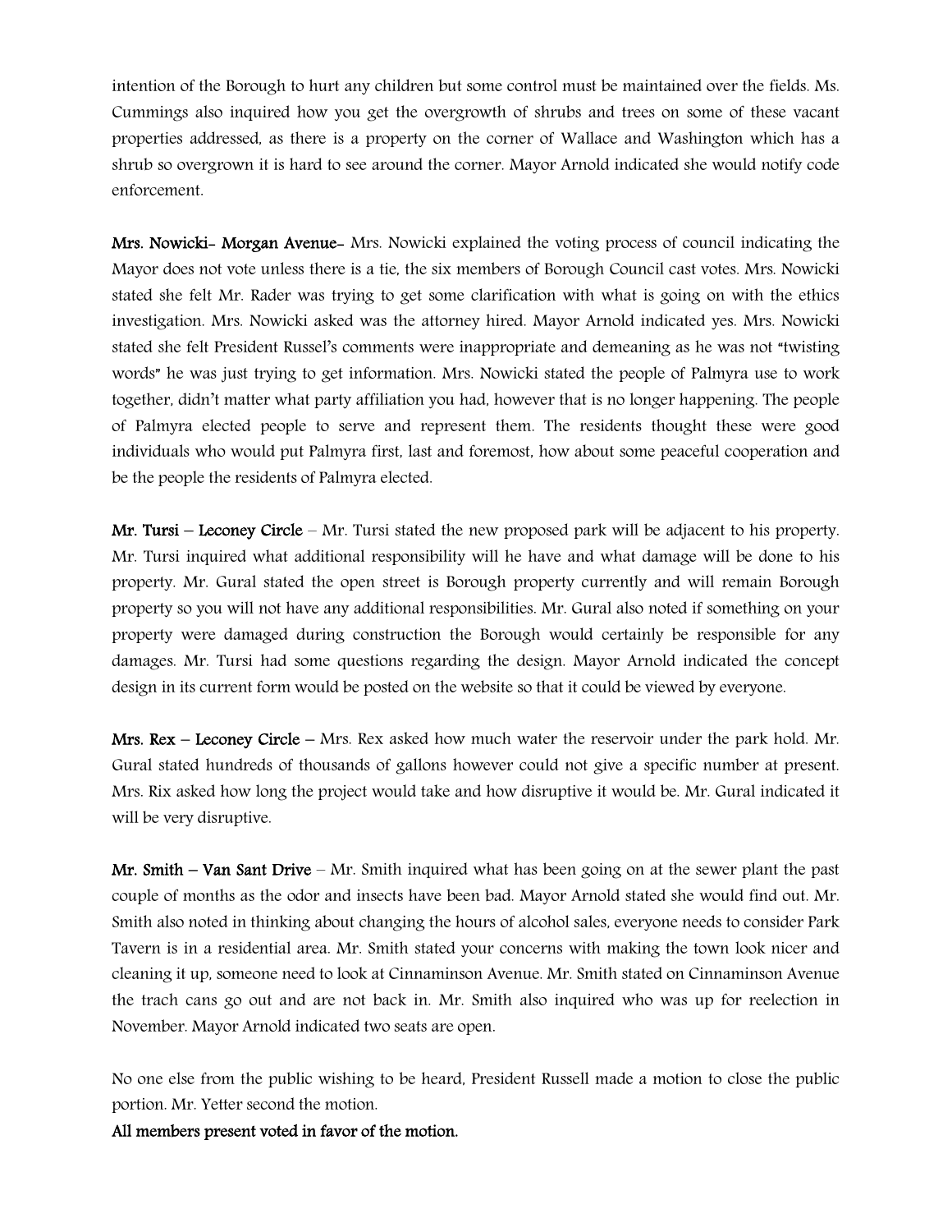intention of the Borough to hurt any children but some control must be maintained over the fields. Ms. Cummings also inquired how you get the overgrowth of shrubs and trees on some of these vacant properties addressed, as there is a property on the corner of Wallace and Washington which has a shrub so overgrown it is hard to see around the corner. Mayor Arnold indicated she would notify code enforcement.

**Mrs. Nowicki- Morgan Avenue-** Mrs. Nowicki explained the voting process of council indicating the Mayor does not vote unless there is a tie, the six members of Borough Council cast votes. Mrs. Nowicki stated she felt Mr. Rader was trying to get some clarification with what is going on with the ethics investigation. Mrs. Nowicki asked was the attorney hired. Mayor Arnold indicated yes. Mrs. Nowicki stated she felt President Russel's comments were inappropriate and demeaning as he was not "twisting words" he was just trying to get information. Mrs. Nowicki stated the people of Palmyra use to work together, didn't matter what party affiliation you had, however that is no longer happening. The people of Palmyra elected people to serve and represent them. The residents thought these were good individuals who would put Palmyra first, last and foremost, how about some peaceful cooperation and be the people the residents of Palmyra elected.

**Mr. Tursi – Leconey Circle** – Mr. Tursi stated the new proposed park will be adjacent to his property. Mr. Tursi inquired what additional responsibility will he have and what damage will be done to his property. Mr. Gural stated the open street is Borough property currently and will remain Borough property so you will not have any additional responsibilities. Mr. Gural also noted if something on your property were damaged during construction the Borough would certainly be responsible for any damages. Mr. Tursi had some questions regarding the design. Mayor Arnold indicated the concept design in its current form would be posted on the website so that it could be viewed by everyone.

**Mrs. Rex – Leconey Circle** – Mrs. Rex asked how much water the reservoir under the park hold. Mr. Gural stated hundreds of thousands of gallons however could not give a specific number at present. Mrs. Rix asked how long the project would take and how disruptive it would be. Mr. Gural indicated it will be very disruptive.

**Mr. Smith – Van Sant Drive** – Mr. Smith inquired what has been going on at the sewer plant the past couple of months as the odor and insects have been bad. Mayor Arnold stated she would find out. Mr. Smith also noted in thinking about changing the hours of alcohol sales, everyone needs to consider Park Tavern is in a residential area. Mr. Smith stated your concerns with making the town look nicer and cleaning it up, someone need to look at Cinnaminson Avenue. Mr. Smith stated on Cinnaminson Avenue the trach cans go out and are not back in. Mr. Smith also inquired who was up for reelection in November. Mayor Arnold indicated two seats are open.

No one else from the public wishing to be heard, President Russell made a motion to close the public portion. Mr. Yetter second the motion.

**All members present voted in favor of the motion.**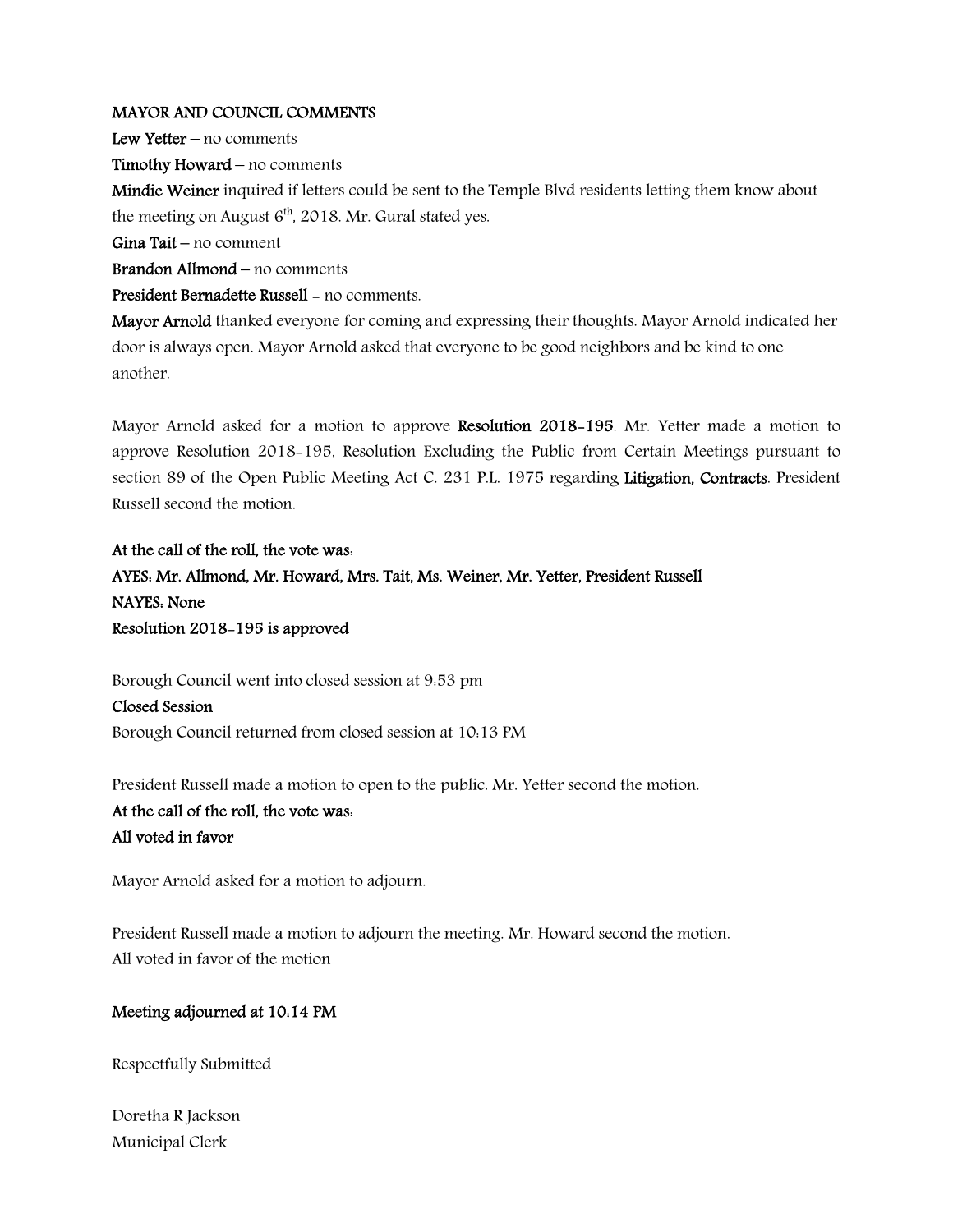**MAYOR AND COUNCIL COMMENTS**

**Lew Yetter** – no comments

**Timothy Howard** – no comments

**Mindie Weiner** inquired if letters could be sent to the Temple Blvd residents letting them know about the meeting on August 6th, 2018. Mr. Gural stated yes.

**Gina Tait** – no comment

**Brandon Allmond** – no comments

**President Bernadette Russell** - no comments.

**Mayor Arnold** thanked everyone for coming and expressing their thoughts. Mayor Arnold indicated her door is always open. Mayor Arnold asked that everyone to be good neighbors and be kind to one another.

Mayor Arnold asked for a motion to approve **Resolution 2018-195**. Mr. Yetter made a motion to approve Resolution 2018-195, Resolution Excluding the Public from Certain Meetings pursuant to section 89 of the Open Public Meeting Act C. 231 P.L. 1975 regarding **Litigation, Contracts**. President Russell second the motion.

**At the call of the roll, the vote was:**
**AYES: Mr. Allmond, Mr. Howard, Mrs. Tait, Ms. Weiner, Mr. Yetter, President Russell**
**NAYES: None**
**Resolution 2018-195 is approved**

Borough Council went into closed session at 9:53 pm
**Closed Session**
Borough Council returned from closed session at 10:13 PM

President Russell made a motion to open to the public. Mr. Yetter second the motion.
**At the call of the roll, the vote was:**
**All voted in favor**

Mayor Arnold asked for a motion to adjourn.

President Russell made a motion to adjourn the meeting. Mr. Howard second the motion.
All voted in favor of the motion

**Meeting adjourned at 10:14 PM**

Respectfully Submitted

Doretha R Jackson
Municipal Clerk